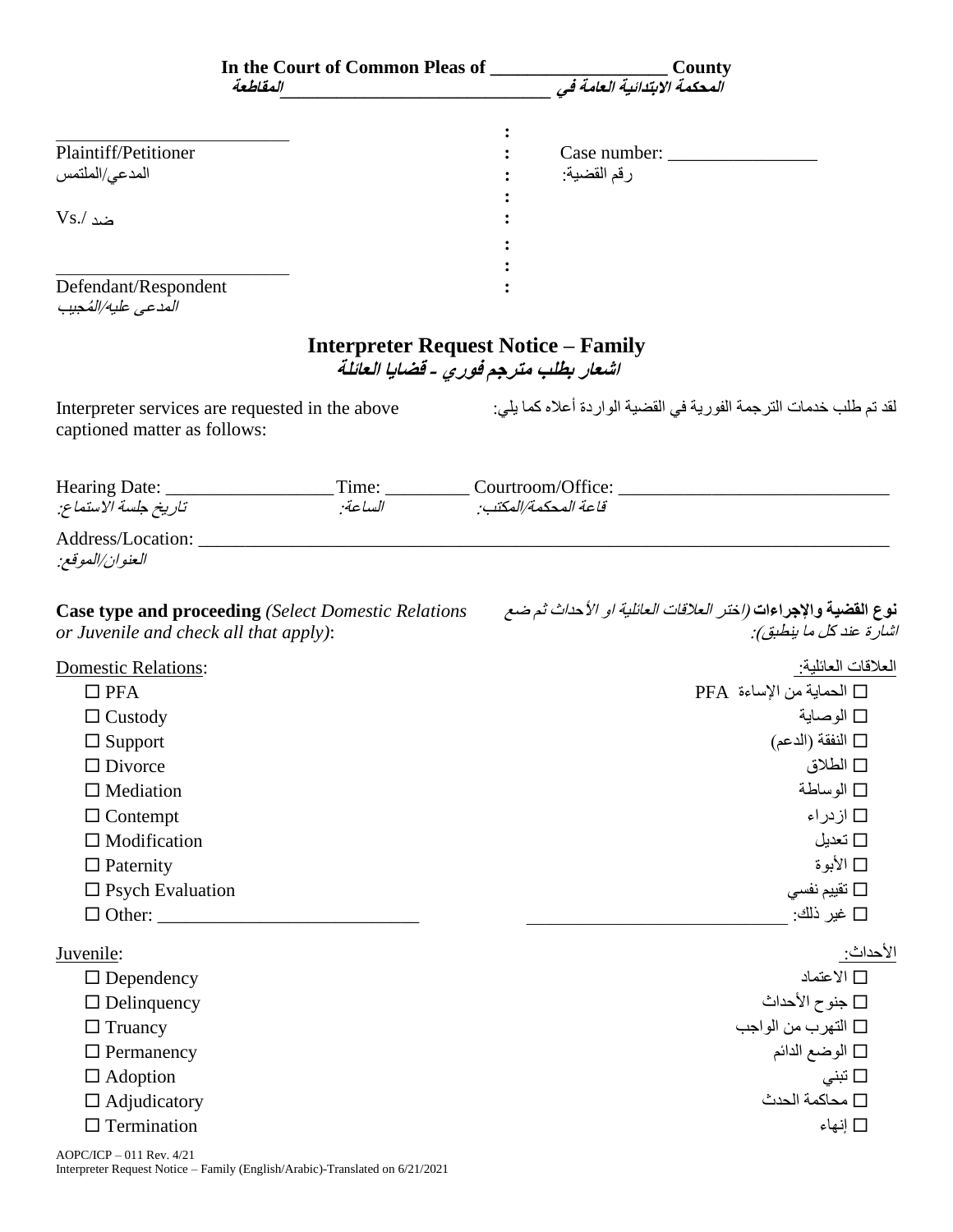**In the Court of Common Pleas of \_\_\_\_\_\_\_\_\_\_\_\_\_\_\_\_\_\_\_ County**
***المحكمة الابتدائية العامة في \_\_\_\_\_\_\_\_\_\_\_\_\_\_\_\_\_\_\_\_\_\_\_\_\_\_\_\_\_المقاطعة***

\_\_\_\_\_\_\_\_\_\_\_\_\_\_\_\_\_\_\_\_\_\_\_\_\_\_
Plaintiff/Petitioner
المدعي/الملتمس

Vs./ ضد

\_\_\_\_\_\_\_\_\_\_\_\_\_\_\_\_\_\_\_\_\_\_\_\_\_\_
Defendant/Respondent
*المدعى عليه/المُجيب*

Case number: \_\_\_\_\_\_\_\_\_\_\_\_\_\_\_\_
رقم القضية:

# Interpreter Request Notice – Family
## *اشعار بطلب مترجم فوري ـ قضايا العائلة*

Interpreter services are requested in the above captioned matter as follows:

لقد تم طلب خدمات الترجمة الفورية في القضية الواردة أعلاه كما يلي:

Hearing Date: \_\_\_\_\_\_\_\_\_\_\_\_\_\_\_\_\_\_ Time: \_\_\_\_\_\_\_\_\_ Courtroom/Office: \_\_\_\_\_\_\_\_\_\_\_\_\_\_\_\_\_\_\_\_\_\_\_\_\_\_\_\_\_\_
*تاريخ جلسة الاستماع:* *الساعة:* *قاعة المحكمة/المكتب:*

Address/Location: \_\_\_\_\_\_\_\_\_\_\_\_\_\_\_\_\_\_\_\_\_\_\_\_\_\_\_\_\_\_\_\_\_\_\_\_\_\_\_\_\_\_\_\_\_\_\_\_\_\_\_\_\_\_\_\_\_\_\_\_\_\_\_\_\_\_\_\_\_\_\_\_\_\_\_
*العنوان/الموقع:*

**Case type and proceeding** *(Select Domestic Relations or Juvenile and check all that apply)*:

**نوع القضية والإجراءات** *(اختر العلاقات العائلية او الأحداث ثم ضع اشارة عند كل ما ينطبق):*

Domestic Relations: / العلاقات العائلية:

- ☐ PFA — ☐ الحماية من الإساءة PFA
- ☐ Custody — ☐ الوصاية
- ☐ Support — ☐ النفقة (الدعم)
- ☐ Divorce — ☐ الطلاق
- ☐ Mediation — ☐ الوساطة
- ☐ Contempt — ☐ ازدراء
- ☐ Modification — ☐ تعديل
- ☐ Paternity — ☐ الأبوة
- ☐ Psych Evaluation — ☐ تقييم نفسي
- ☐ Other: \_\_\_\_\_\_\_\_\_\_\_\_\_\_\_\_\_\_\_\_\_\_\_\_\_\_\_\_ — ☐ غير ذلك: \_\_\_\_\_\_\_\_\_\_\_\_\_\_\_\_\_\_\_\_\_\_\_\_\_\_\_\_

Juvenile: / الأحداث:

- ☐ Dependency — ☐ الاعتماد
- ☐ Delinquency — ☐ جنوح الأحداث
- ☐ Truancy — ☐ التهرب من الواجب
- ☐ Permanency — ☐ الوضع الدائم
- ☐ Adoption — ☐ تبني
- ☐ Adjudicatory — ☐ محاكمة الحدث
- ☐ Termination — ☐ إنهاء

AOPC/ICP – 011 Rev. 4/21
Interpreter Request Notice – Family (English/Arabic)-Translated on 6/21/2021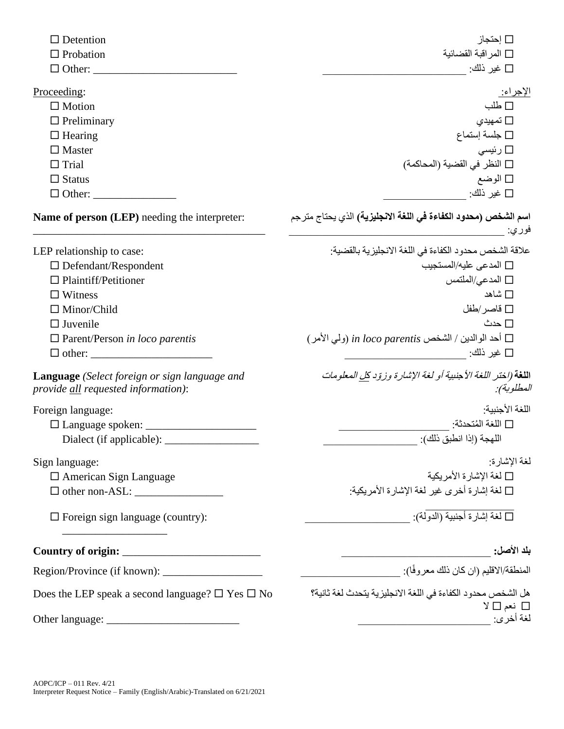| | |
|---|---|
| ☐ Detention | ☐ إحتجاز |
| ☐ Probation | ☐ المراقبة القضائية |
| ☐ Other: __________________________ | ☐ غير ذلك: __________________________ |

| | |
|---|---|
| Proceeding: | الإجراء: |
| ☐ Motion | ☐ طلب |
| ☐ Preliminary | ☐ تمهيدي |
| ☐ Hearing | ☐ جلسة إستماع |
| ☐ Master | ☐ رئيسي |
| ☐ Trial | ☐ النظر في القضية (المحاكمة) |
| ☐ Status | ☐ الوضع |
| ☐ Other: _______________ | ☐ غير ذلك: _______________ |

| | |
|---|---|
| **Name of person (LEP)** needing the interpreter: ____________________________________________ | **اسم الشخص (محدود الكفاءة في اللغة الانجليزية)** الذي يحتاج مترجم فوري: ____________________________________________ |

| | |
|---|---|
| LEP relationship to case: | علاقة الشخص محدود الكفاءة في اللغة الانجليزية بالقضية: |
| ☐ Defendant/Respondent | ☐ المدعى عليه/المستجيب |
| ☐ Plaintiff/Petitioner | ☐ المدعي/الملتمس |
| ☐ Witness | ☐ شاهد |
| ☐ Minor/Child | ☐ قاصر/طفل |
| ☐ Juvenile | ☐ حدث |
| ☐ Parent/Person *in loco parentis* | ☐ أحد الوالدين / الشخص *in loco parentis* (ولي الأمر) |
| ☐ other: ______________________ | ☐ غير ذلك: ______________________ |

| | |
|---|---|
| **Language** *(Select foreign or sign language and provide all requested information)*: | **اللغة** *(اختر اللغة الأجنبية أو لغة الإشارة وزوّد كل المعلومات المطلوبة):* |
| Foreign language: | اللغة الأجنبية: |
| ☐ Language spoken: ____________________ | ☐ اللغة المُتحدثة: ____________________ |
| Dialect (if applicable): _________________ | اللهجة (إذا انطبق ذلك): _________________ |
| Sign language: | لغة الإشارة: |
| ☐ American Sign Language | ☐ لغة الإشارة الأمريكية |
| ☐ other non-ASL: ________________ | ☐ لغة إشارة أخرى غير لغة الإشارة الأمريكية: ________________ |
| ☐ Foreign sign language (country): ___________________ | ☐ لغة إشارة أجنبية (الدولة): ___________________ |

| | |
|---|---|
| **Country of origin:** _________________________ | **بلد الأصل:** _________________________ |
| Region/Province (if known): __________________ | المنطقة/الاقليم (ان كان ذلك معروفًا): __________________ |
| Does the LEP speak a second language? ☐ Yes ☐ No | هل الشخص محدود الكفاءة في اللغة الانجليزية يتحدث لغة ثانية؟ ☐ نعم ☐ لا |
| Other language: ________________________ | لغة أخرى: ________________________ |

AOPC/ICP – 011 Rev. 4/21
Interpreter Request Notice – Family (English/Arabic)-Translated on 6/21/2021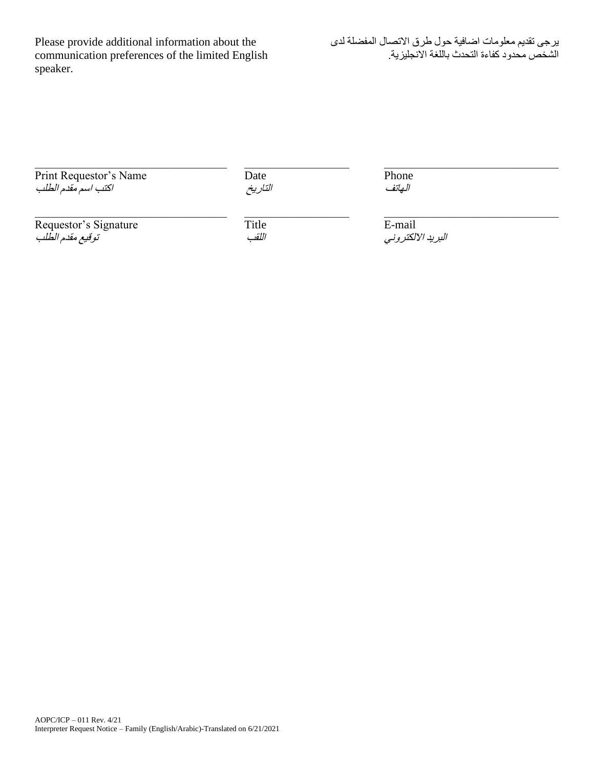Please provide additional information about the communication preferences of the limited English speaker.

يرجى تقديم معلومات اضافية حول طرق الاتصال المفضلة لدى الشخص محدود كفاءة التحدث باللغة الانجليزية.

| | | |
|---|---|---|
| \_\_\_\_\_\_\_\_\_\_\_\_\_\_\_\_\_\_\_\_\_\_\_\_\_ | \_\_\_\_\_\_\_\_\_\_\_\_\_\_ | \_\_\_\_\_\_\_\_\_\_\_\_\_\_\_\_\_\_\_\_\_\_\_ |
| Print Requestor's Name<br>*اكتب اسم مقدم الطلب* | Date<br>*التاريخ* | Phone<br>*الهاتف* |
| \_\_\_\_\_\_\_\_\_\_\_\_\_\_\_\_\_\_\_\_\_\_\_\_\_ | \_\_\_\_\_\_\_\_\_\_\_\_\_\_ | \_\_\_\_\_\_\_\_\_\_\_\_\_\_\_\_\_\_\_\_\_\_\_ |
| Requestor's Signature<br>*توقيع مقدم الطلب* | Title<br>*اللقب* | E-mail<br>*البريد الالكتروني* |

AOPC/ICP – 011 Rev. 4/21
Interpreter Request Notice – Family (English/Arabic)-Translated on 6/21/2021